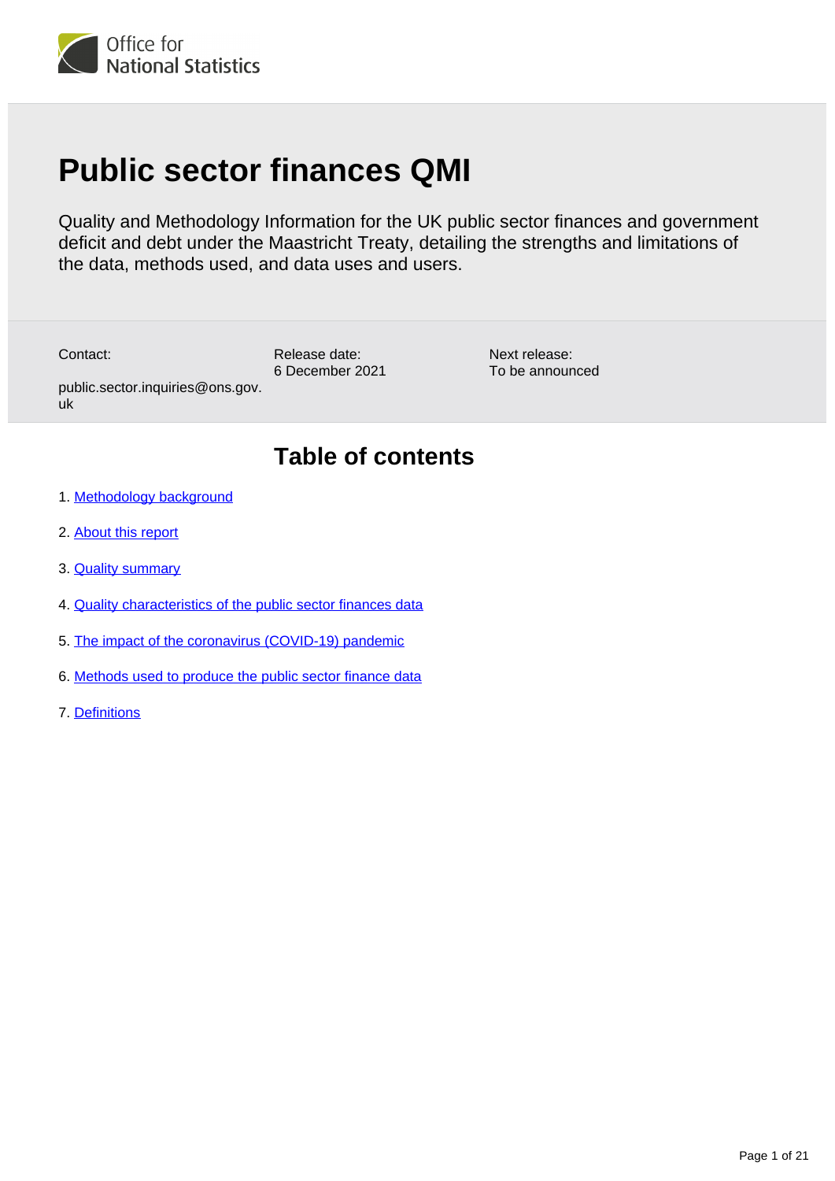Office for National Statistics

# Public sector finances QMI

Quality and Methodology Information for the UK public sector finances and government deficit and debt under the Maastricht Treaty, detailing the strengths and limitations of the data, methods used, and data uses and users.

Contact:
public.sector.inquiries@ons.gov.uk

Release date:
6 December 2021

Next release:
To be announced

## Table of contents

1. Methodology background
2. About this report
3. Quality summary
4. Quality characteristics of the public sector finances data
5. The impact of the coronavirus (COVID-19) pandemic
6. Methods used to produce the public sector finance data
7. Definitions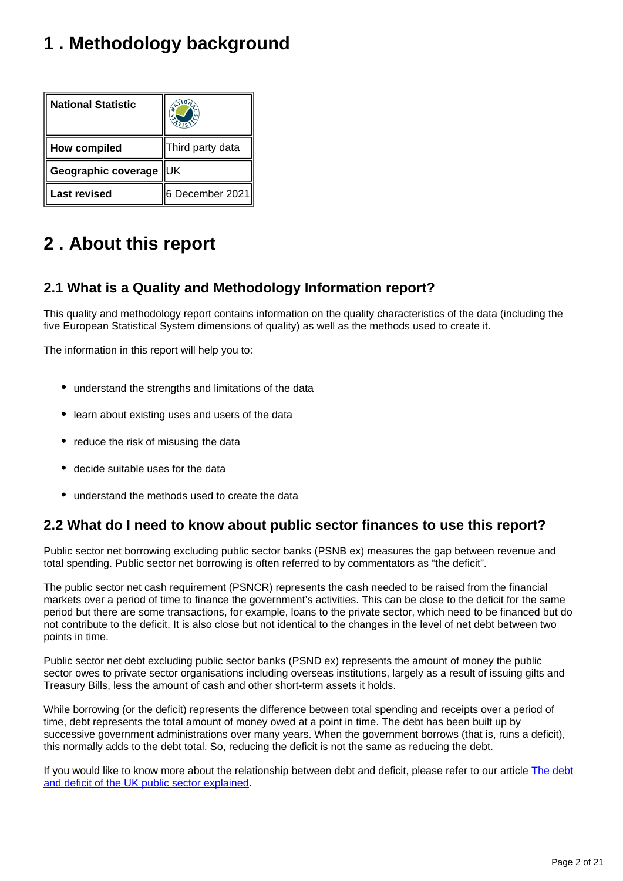# 1 . Methodology background

| National Statistic | |
|---|---|
| **How compiled** | Third party data |
| **Geographic coverage** | UK |
| **Last revised** | 6 December 2021 |

# 2 . About this report

## 2.1 What is a Quality and Methodology Information report?

This quality and methodology report contains information on the quality characteristics of the data (including the five European Statistical System dimensions of quality) as well as the methods used to create it.

The information in this report will help you to:

- understand the strengths and limitations of the data
- learn about existing uses and users of the data
- reduce the risk of misusing the data
- decide suitable uses for the data
- understand the methods used to create the data

## 2.2 What do I need to know about public sector finances to use this report?

Public sector net borrowing excluding public sector banks (PSNB ex) measures the gap between revenue and total spending. Public sector net borrowing is often referred to by commentators as "the deficit".

The public sector net cash requirement (PSNCR) represents the cash needed to be raised from the financial markets over a period of time to finance the government's activities. This can be close to the deficit for the same period but there are some transactions, for example, loans to the private sector, which need to be financed but do not contribute to the deficit. It is also close but not identical to the changes in the level of net debt between two points in time.

Public sector net debt excluding public sector banks (PSND ex) represents the amount of money the public sector owes to private sector organisations including overseas institutions, largely as a result of issuing gilts and Treasury Bills, less the amount of cash and other short-term assets it holds.

While borrowing (or the deficit) represents the difference between total spending and receipts over a period of time, debt represents the total amount of money owed at a point in time. The debt has been built up by successive government administrations over many years. When the government borrows (that is, runs a deficit), this normally adds to the debt total. So, reducing the deficit is not the same as reducing the debt.

If you would like to know more about the relationship between debt and deficit, please refer to our article [The debt and deficit of the UK public sector explained](#).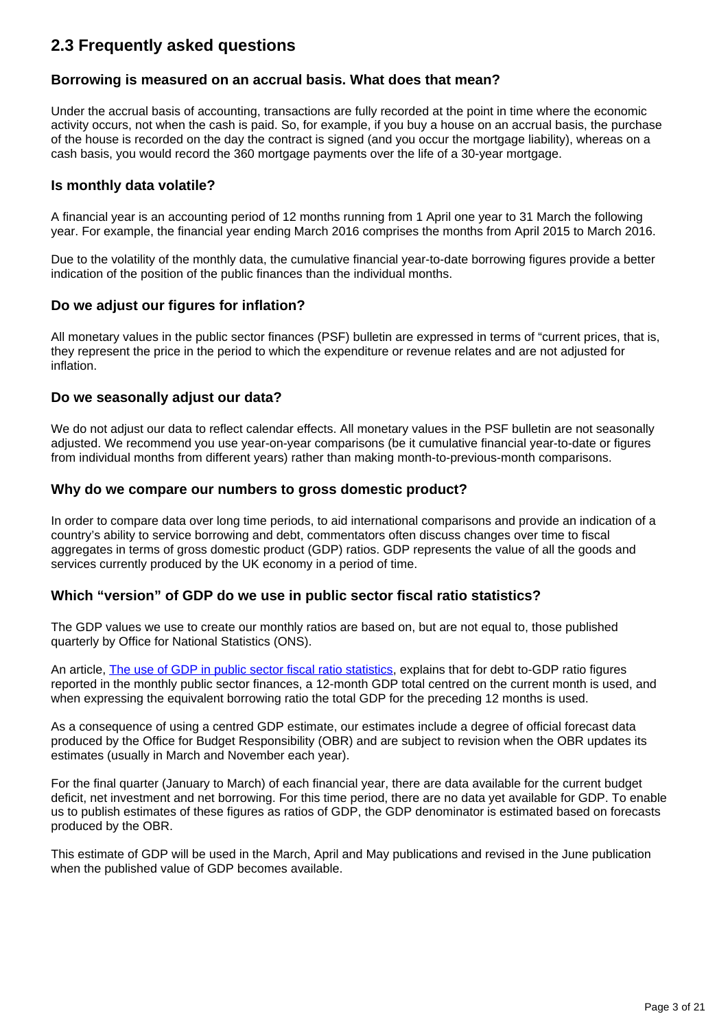## 2.3 Frequently asked questions

### Borrowing is measured on an accrual basis. What does that mean?

Under the accrual basis of accounting, transactions are fully recorded at the point in time where the economic activity occurs, not when the cash is paid. So, for example, if you buy a house on an accrual basis, the purchase of the house is recorded on the day the contract is signed (and you occur the mortgage liability), whereas on a cash basis, you would record the 360 mortgage payments over the life of a 30-year mortgage.

### Is monthly data volatile?

A financial year is an accounting period of 12 months running from 1 April one year to 31 March the following year. For example, the financial year ending March 2016 comprises the months from April 2015 to March 2016.

Due to the volatility of the monthly data, the cumulative financial year-to-date borrowing figures provide a better indication of the position of the public finances than the individual months.

### Do we adjust our figures for inflation?

All monetary values in the public sector finances (PSF) bulletin are expressed in terms of "current prices, that is, they represent the price in the period to which the expenditure or revenue relates and are not adjusted for inflation.

### Do we seasonally adjust our data?

We do not adjust our data to reflect calendar effects. All monetary values in the PSF bulletin are not seasonally adjusted. We recommend you use year-on-year comparisons (be it cumulative financial year-to-date or figures from individual months from different years) rather than making month-to-previous-month comparisons.

### Why do we compare our numbers to gross domestic product?

In order to compare data over long time periods, to aid international comparisons and provide an indication of a country's ability to service borrowing and debt, commentators often discuss changes over time to fiscal aggregates in terms of gross domestic product (GDP) ratios. GDP represents the value of all the goods and services currently produced by the UK economy in a period of time.

### Which "version" of GDP do we use in public sector fiscal ratio statistics?

The GDP values we use to create our monthly ratios are based on, but are not equal to, those published quarterly by Office for National Statistics (ONS).

An article, [The use of GDP in public sector fiscal ratio statistics](), explains that for debt to-GDP ratio figures reported in the monthly public sector finances, a 12-month GDP total centred on the current month is used, and when expressing the equivalent borrowing ratio the total GDP for the preceding 12 months is used.

As a consequence of using a centred GDP estimate, our estimates include a degree of official forecast data produced by the Office for Budget Responsibility (OBR) and are subject to revision when the OBR updates its estimates (usually in March and November each year).

For the final quarter (January to March) of each financial year, there are data available for the current budget deficit, net investment and net borrowing. For this time period, there are no data yet available for GDP. To enable us to publish estimates of these figures as ratios of GDP, the GDP denominator is estimated based on forecasts produced by the OBR.

This estimate of GDP will be used in the March, April and May publications and revised in the June publication when the published value of GDP becomes available.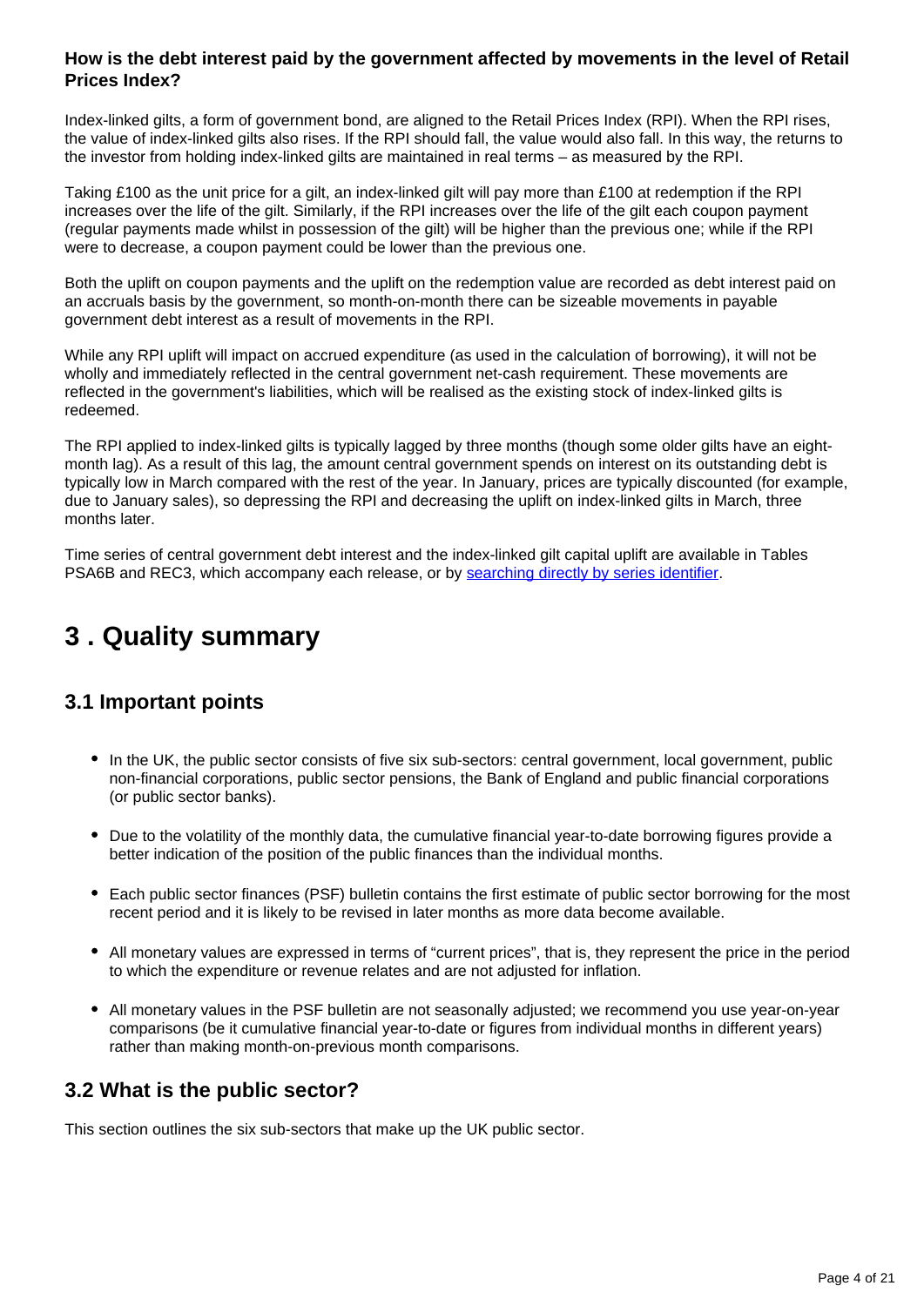### How is the debt interest paid by the government affected by movements in the level of Retail Prices Index?

Index-linked gilts, a form of government bond, are aligned to the Retail Prices Index (RPI). When the RPI rises, the value of index-linked gilts also rises. If the RPI should fall, the value would also fall. In this way, the returns to the investor from holding index-linked gilts are maintained in real terms – as measured by the RPI.

Taking £100 as the unit price for a gilt, an index-linked gilt will pay more than £100 at redemption if the RPI increases over the life of the gilt. Similarly, if the RPI increases over the life of the gilt each coupon payment (regular payments made whilst in possession of the gilt) will be higher than the previous one; while if the RPI were to decrease, a coupon payment could be lower than the previous one.

Both the uplift on coupon payments and the uplift on the redemption value are recorded as debt interest paid on an accruals basis by the government, so month-on-month there can be sizeable movements in payable government debt interest as a result of movements in the RPI.

While any RPI uplift will impact on accrued expenditure (as used in the calculation of borrowing), it will not be wholly and immediately reflected in the central government net-cash requirement. These movements are reflected in the government's liabilities, which will be realised as the existing stock of index-linked gilts is redeemed.

The RPI applied to index-linked gilts is typically lagged by three months (though some older gilts have an eight-month lag). As a result of this lag, the amount central government spends on interest on its outstanding debt is typically low in March compared with the rest of the year. In January, prices are typically discounted (for example, due to January sales), so depressing the RPI and decreasing the uplift on index-linked gilts in March, three months later.

Time series of central government debt interest and the index-linked gilt capital uplift are available in Tables PSA6B and REC3, which accompany each release, or by searching directly by series identifier.

# 3 . Quality summary

## 3.1 Important points

- In the UK, the public sector consists of five six sub-sectors: central government, local government, public non-financial corporations, public sector pensions, the Bank of England and public financial corporations (or public sector banks).
- Due to the volatility of the monthly data, the cumulative financial year-to-date borrowing figures provide a better indication of the position of the public finances than the individual months.
- Each public sector finances (PSF) bulletin contains the first estimate of public sector borrowing for the most recent period and it is likely to be revised in later months as more data become available.
- All monetary values are expressed in terms of "current prices", that is, they represent the price in the period to which the expenditure or revenue relates and are not adjusted for inflation.
- All monetary values in the PSF bulletin are not seasonally adjusted; we recommend you use year-on-year comparisons (be it cumulative financial year-to-date or figures from individual months in different years) rather than making month-on-previous month comparisons.

## 3.2 What is the public sector?

This section outlines the six sub-sectors that make up the UK public sector.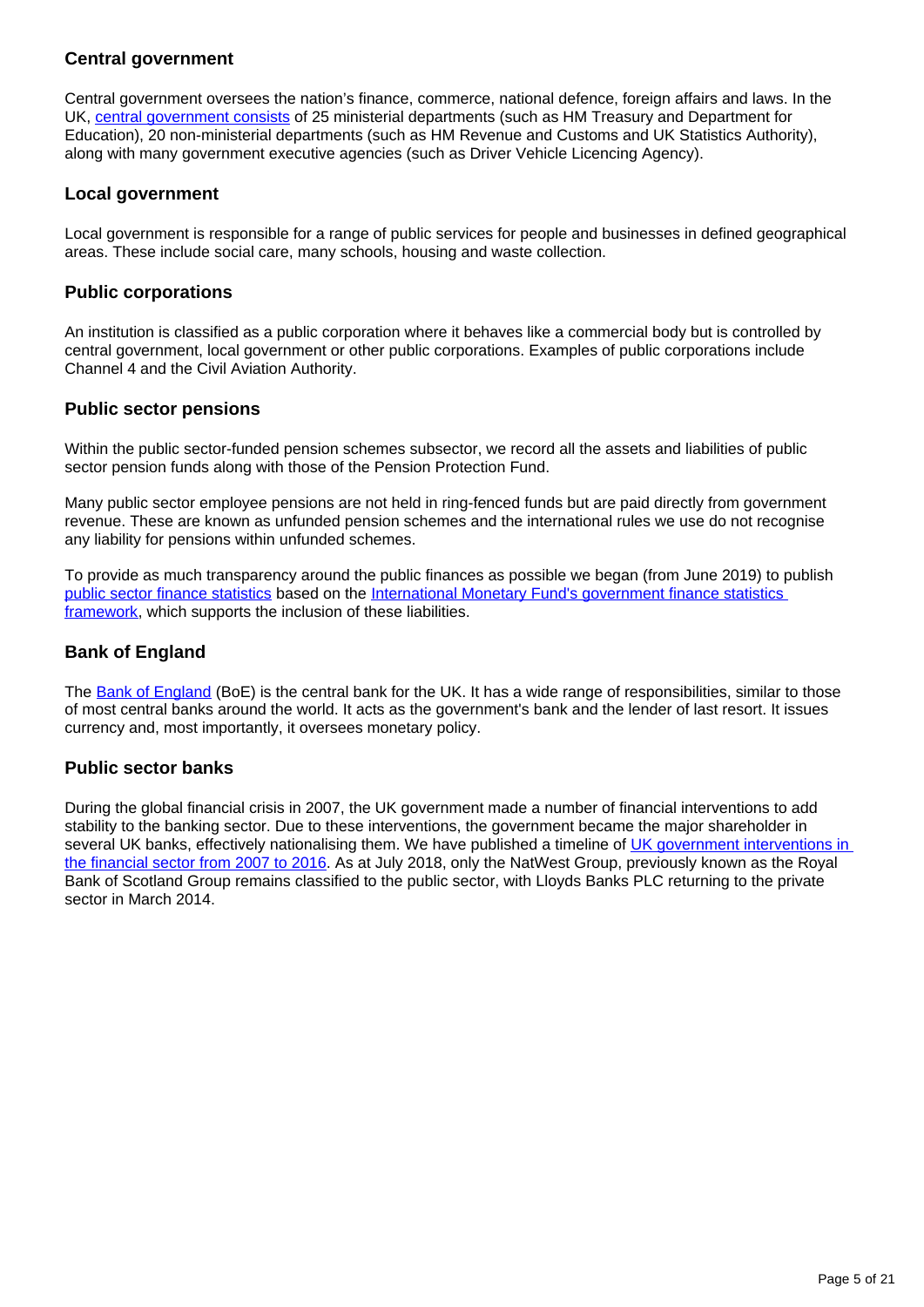### Central government

Central government oversees the nation's finance, commerce, national defence, foreign affairs and laws. In the UK, [central government consists](https://www.gov.uk/government/organisations) of 25 ministerial departments (such as HM Treasury and Department for Education), 20 non-ministerial departments (such as HM Revenue and Customs and UK Statistics Authority), along with many government executive agencies (such as Driver Vehicle Licencing Agency).

### Local government

Local government is responsible for a range of public services for people and businesses in defined geographical areas. These include social care, many schools, housing and waste collection.

### Public corporations

An institution is classified as a public corporation where it behaves like a commercial body but is controlled by central government, local government or other public corporations. Examples of public corporations include Channel 4 and the Civil Aviation Authority.

### Public sector pensions

Within the public sector-funded pension schemes subsector, we record all the assets and liabilities of public sector pension funds along with those of the Pension Protection Fund.

Many public sector employee pensions are not held in ring-fenced funds but are paid directly from government revenue. These are known as unfunded pension schemes and the international rules we use do not recognise any liability for pensions within unfunded schemes.

To provide as much transparency around the public finances as possible we began (from June 2019) to publish public sector finance statistics based on the International Monetary Fund's government finance statistics framework, which supports the inclusion of these liabilities.

### Bank of England

The Bank of England (BoE) is the central bank for the UK. It has a wide range of responsibilities, similar to those of most central banks around the world. It acts as the government's bank and the lender of last resort. It issues currency and, most importantly, it oversees monetary policy.

### Public sector banks

During the global financial crisis in 2007, the UK government made a number of financial interventions to add stability to the banking sector. Due to these interventions, the government became the major shareholder in several UK banks, effectively nationalising them. We have published a timeline of UK government interventions in the financial sector from 2007 to 2016. As at July 2018, only the NatWest Group, previously known as the Royal Bank of Scotland Group remains classified to the public sector, with Lloyds Banks PLC returning to the private sector in March 2014.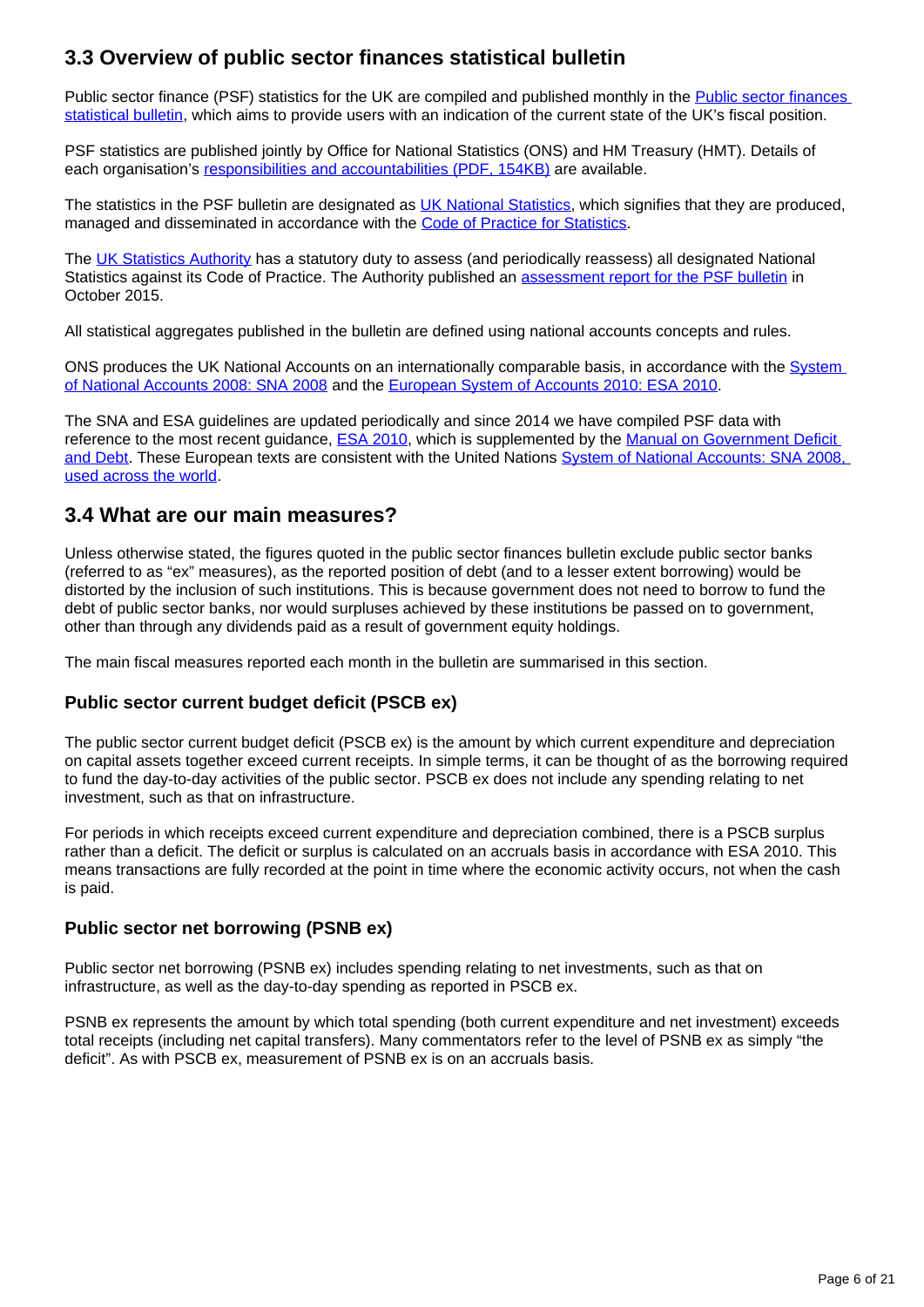## 3.3 Overview of public sector finances statistical bulletin

Public sector finance (PSF) statistics for the UK are compiled and published monthly in the Public sector finances statistical bulletin, which aims to provide users with an indication of the current state of the UK's fiscal position.

PSF statistics are published jointly by Office for National Statistics (ONS) and HM Treasury (HMT). Details of each organisation's responsibilities and accountabilities (PDF, 154KB) are available.

The statistics in the PSF bulletin are designated as UK National Statistics, which signifies that they are produced, managed and disseminated in accordance with the Code of Practice for Statistics.

The UK Statistics Authority has a statutory duty to assess (and periodically reassess) all designated National Statistics against its Code of Practice. The Authority published an assessment report for the PSF bulletin in October 2015.

All statistical aggregates published in the bulletin are defined using national accounts concepts and rules.

ONS produces the UK National Accounts on an internationally comparable basis, in accordance with the System of National Accounts 2008: SNA 2008 and the European System of Accounts 2010: ESA 2010.

The SNA and ESA guidelines are updated periodically and since 2014 we have compiled PSF data with reference to the most recent guidance, ESA 2010, which is supplemented by the Manual on Government Deficit and Debt. These European texts are consistent with the United Nations System of National Accounts: SNA 2008, used across the world.

## 3.4 What are our main measures?

Unless otherwise stated, the figures quoted in the public sector finances bulletin exclude public sector banks (referred to as "ex" measures), as the reported position of debt (and to a lesser extent borrowing) would be distorted by the inclusion of such institutions. This is because government does not need to borrow to fund the debt of public sector banks, nor would surpluses achieved by these institutions be passed on to government, other than through any dividends paid as a result of government equity holdings.

The main fiscal measures reported each month in the bulletin are summarised in this section.

### Public sector current budget deficit (PSCB ex)

The public sector current budget deficit (PSCB ex) is the amount by which current expenditure and depreciation on capital assets together exceed current receipts. In simple terms, it can be thought of as the borrowing required to fund the day-to-day activities of the public sector. PSCB ex does not include any spending relating to net investment, such as that on infrastructure.

For periods in which receipts exceed current expenditure and depreciation combined, there is a PSCB surplus rather than a deficit. The deficit or surplus is calculated on an accruals basis in accordance with ESA 2010. This means transactions are fully recorded at the point in time where the economic activity occurs, not when the cash is paid.

### Public sector net borrowing (PSNB ex)

Public sector net borrowing (PSNB ex) includes spending relating to net investments, such as that on infrastructure, as well as the day-to-day spending as reported in PSCB ex.

PSNB ex represents the amount by which total spending (both current expenditure and net investment) exceeds total receipts (including net capital transfers). Many commentators refer to the level of PSNB ex as simply "the deficit". As with PSCB ex, measurement of PSNB ex is on an accruals basis.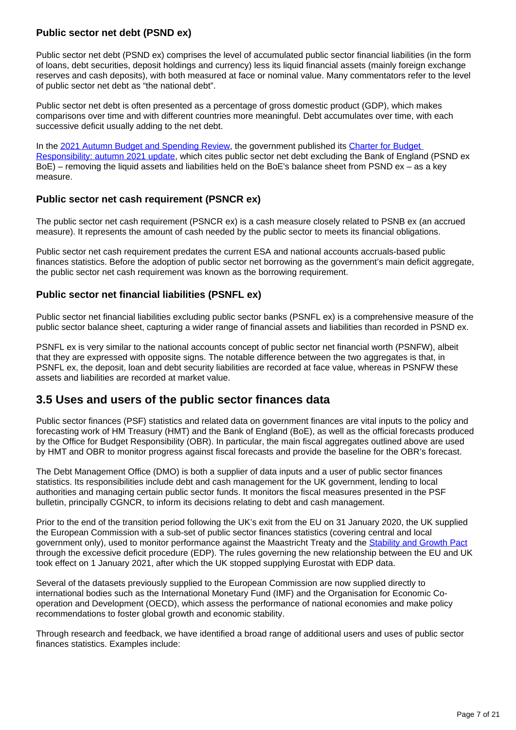### Public sector net debt (PSND ex)

Public sector net debt (PSND ex) comprises the level of accumulated public sector financial liabilities (in the form of loans, debt securities, deposit holdings and currency) less its liquid financial assets (mainly foreign exchange reserves and cash deposits), with both measured at face or nominal value. Many commentators refer to the level of public sector net debt as "the national debt".

Public sector net debt is often presented as a percentage of gross domestic product (GDP), which makes comparisons over time and with different countries more meaningful. Debt accumulates over time, with each successive deficit usually adding to the net debt.

In the 2021 Autumn Budget and Spending Review, the government published its Charter for Budget Responsibility: autumn 2021 update, which cites public sector net debt excluding the Bank of England (PSND ex BoE) – removing the liquid assets and liabilities held on the BoE's balance sheet from PSND ex – as a key measure.

### Public sector net cash requirement (PSNCR ex)

The public sector net cash requirement (PSNCR ex) is a cash measure closely related to PSNB ex (an accrued measure). It represents the amount of cash needed by the public sector to meets its financial obligations.

Public sector net cash requirement predates the current ESA and national accounts accruals-based public finances statistics. Before the adoption of public sector net borrowing as the government's main deficit aggregate, the public sector net cash requirement was known as the borrowing requirement.

### Public sector net financial liabilities (PSNFL ex)

Public sector net financial liabilities excluding public sector banks (PSNFL ex) is a comprehensive measure of the public sector balance sheet, capturing a wider range of financial assets and liabilities than recorded in PSND ex.

PSNFL ex is very similar to the national accounts concept of public sector net financial worth (PSNFW), albeit that they are expressed with opposite signs. The notable difference between the two aggregates is that, in PSNFL ex, the deposit, loan and debt security liabilities are recorded at face value, whereas in PSNFW these assets and liabilities are recorded at market value.

## 3.5 Uses and users of the public sector finances data

Public sector finances (PSF) statistics and related data on government finances are vital inputs to the policy and forecasting work of HM Treasury (HMT) and the Bank of England (BoE), as well as the official forecasts produced by the Office for Budget Responsibility (OBR). In particular, the main fiscal aggregates outlined above are used by HMT and OBR to monitor progress against fiscal forecasts and provide the baseline for the OBR's forecast.

The Debt Management Office (DMO) is both a supplier of data inputs and a user of public sector finances statistics. Its responsibilities include debt and cash management for the UK government, lending to local authorities and managing certain public sector funds. It monitors the fiscal measures presented in the PSF bulletin, principally CGNCR, to inform its decisions relating to debt and cash management.

Prior to the end of the transition period following the UK's exit from the EU on 31 January 2020, the UK supplied the European Commission with a sub-set of public sector finances statistics (covering central and local government only), used to monitor performance against the Maastricht Treaty and the Stability and Growth Pact through the excessive deficit procedure (EDP). The rules governing the new relationship between the EU and UK took effect on 1 January 2021, after which the UK stopped supplying Eurostat with EDP data.

Several of the datasets previously supplied to the European Commission are now supplied directly to international bodies such as the International Monetary Fund (IMF) and the Organisation for Economic Co-operation and Development (OECD), which assess the performance of national economies and make policy recommendations to foster global growth and economic stability.

Through research and feedback, we have identified a broad range of additional users and uses of public sector finances statistics. Examples include: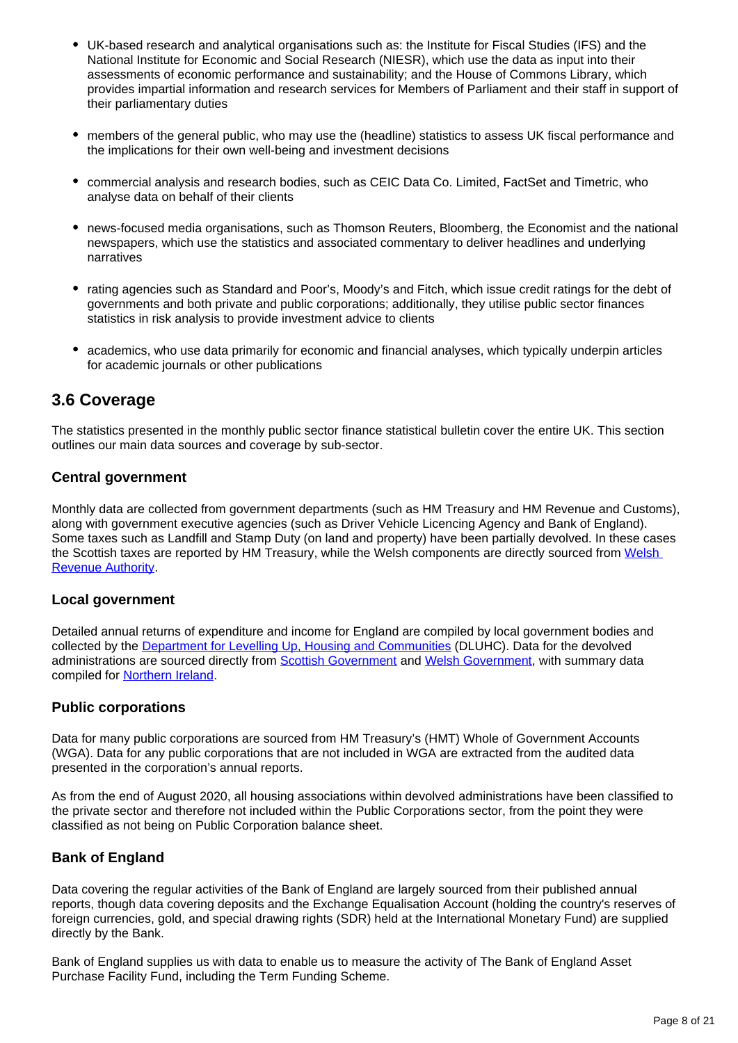- UK-based research and analytical organisations such as: the Institute for Fiscal Studies (IFS) and the National Institute for Economic and Social Research (NIESR), which use the data as input into their assessments of economic performance and sustainability; and the House of Commons Library, which provides impartial information and research services for Members of Parliament and their staff in support of their parliamentary duties
- members of the general public, who may use the (headline) statistics to assess UK fiscal performance and the implications for their own well-being and investment decisions
- commercial analysis and research bodies, such as CEIC Data Co. Limited, FactSet and Timetric, who analyse data on behalf of their clients
- news-focused media organisations, such as Thomson Reuters, Bloomberg, the Economist and the national newspapers, which use the statistics and associated commentary to deliver headlines and underlying narratives
- rating agencies such as Standard and Poor's, Moody's and Fitch, which issue credit ratings for the debt of governments and both private and public corporations; additionally, they utilise public sector finances statistics in risk analysis to provide investment advice to clients
- academics, who use data primarily for economic and financial analyses, which typically underpin articles for academic journals or other publications

## 3.6 Coverage

The statistics presented in the monthly public sector finance statistical bulletin cover the entire UK. This section outlines our main data sources and coverage by sub-sector.

### Central government

Monthly data are collected from government departments (such as HM Treasury and HM Revenue and Customs), along with government executive agencies (such as Driver Vehicle Licencing Agency and Bank of England). Some taxes such as Landfill and Stamp Duty (on land and property) have been partially devolved. In these cases the Scottish taxes are reported by HM Treasury, while the Welsh components are directly sourced from Welsh Revenue Authority.

### Local government

Detailed annual returns of expenditure and income for England are compiled by local government bodies and collected by the Department for Levelling Up, Housing and Communities (DLUHC). Data for the devolved administrations are sourced directly from Scottish Government and Welsh Government, with summary data compiled for Northern Ireland.

### Public corporations

Data for many public corporations are sourced from HM Treasury's (HMT) Whole of Government Accounts (WGA). Data for any public corporations that are not included in WGA are extracted from the audited data presented in the corporation's annual reports.

As from the end of August 2020, all housing associations within devolved administrations have been classified to the private sector and therefore not included within the Public Corporations sector, from the point they were classified as not being on Public Corporation balance sheet.

### Bank of England

Data covering the regular activities of the Bank of England are largely sourced from their published annual reports, though data covering deposits and the Exchange Equalisation Account (holding the country's reserves of foreign currencies, gold, and special drawing rights (SDR) held at the International Monetary Fund) are supplied directly by the Bank.

Bank of England supplies us with data to enable us to measure the activity of The Bank of England Asset Purchase Facility Fund, including the Term Funding Scheme.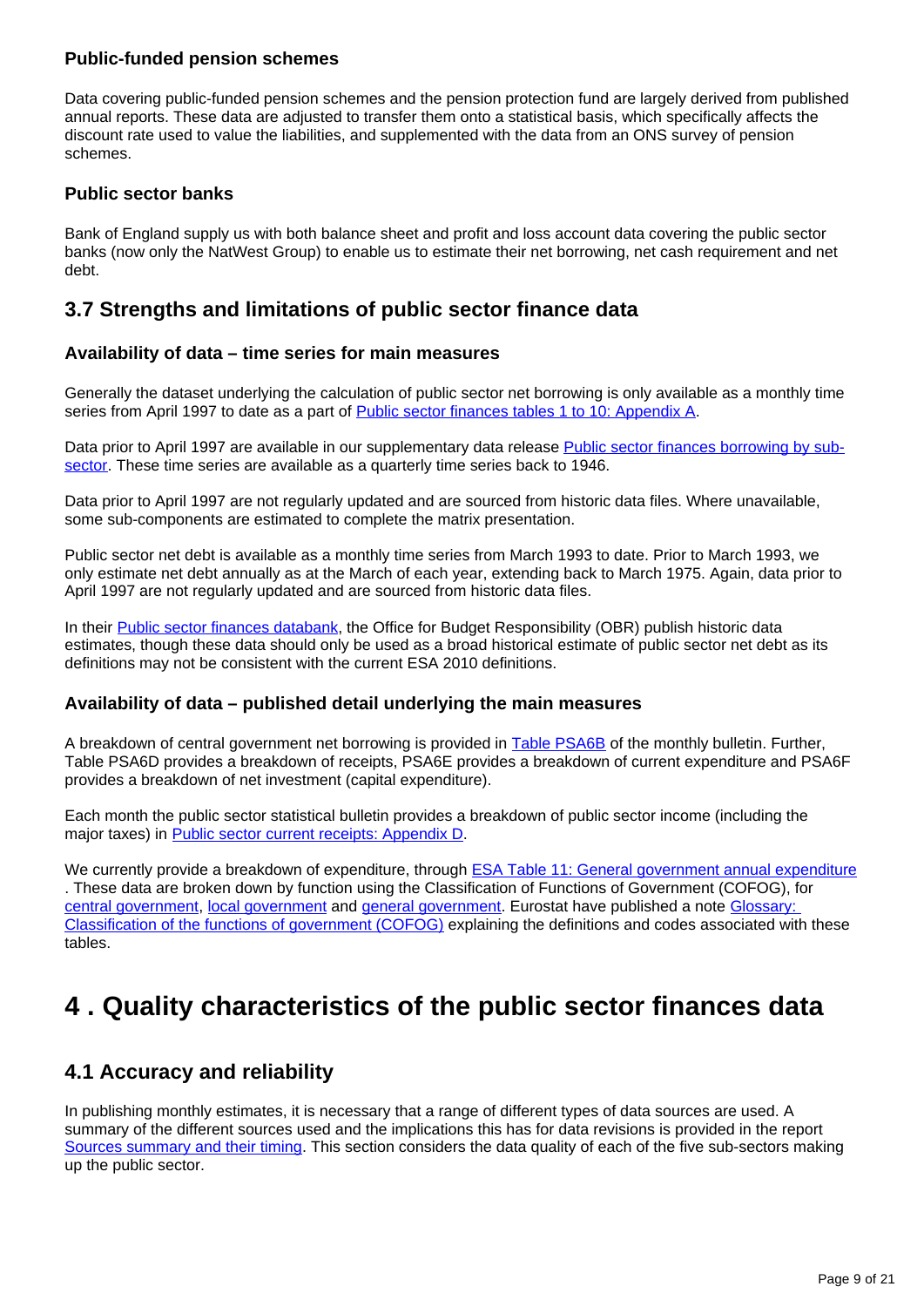### Public-funded pension schemes

Data covering public-funded pension schemes and the pension protection fund are largely derived from published annual reports. These data are adjusted to transfer them onto a statistical basis, which specifically affects the discount rate used to value the liabilities, and supplemented with the data from an ONS survey of pension schemes.

### Public sector banks

Bank of England supply us with both balance sheet and profit and loss account data covering the public sector banks (now only the NatWest Group) to enable us to estimate their net borrowing, net cash requirement and net debt.

## 3.7 Strengths and limitations of public sector finance data

### Availability of data – time series for main measures

Generally the dataset underlying the calculation of public sector net borrowing is only available as a monthly time series from April 1997 to date as a part of Public sector finances tables 1 to 10: Appendix A.

Data prior to April 1997 are available in our supplementary data release Public sector finances borrowing by sub-sector. These time series are available as a quarterly time series back to 1946.

Data prior to April 1997 are not regularly updated and are sourced from historic data files. Where unavailable, some sub-components are estimated to complete the matrix presentation.

Public sector net debt is available as a monthly time series from March 1993 to date. Prior to March 1993, we only estimate net debt annually as at the March of each year, extending back to March 1975. Again, data prior to April 1997 are not regularly updated and are sourced from historic data files.

In their Public sector finances databank, the Office for Budget Responsibility (OBR) publish historic data estimates, though these data should only be used as a broad historical estimate of public sector net debt as its definitions may not be consistent with the current ESA 2010 definitions.

### Availability of data – published detail underlying the main measures

A breakdown of central government net borrowing is provided in Table PSA6B of the monthly bulletin. Further, Table PSA6D provides a breakdown of receipts, PSA6E provides a breakdown of current expenditure and PSA6F provides a breakdown of net investment (capital expenditure).

Each month the public sector statistical bulletin provides a breakdown of public sector income (including the major taxes) in Public sector current receipts: Appendix D.

We currently provide a breakdown of expenditure, through ESA Table 11: General government annual expenditure . These data are broken down by function using the Classification of Functions of Government (COFOG), for central government, local government and general government. Eurostat have published a note Glossary: Classification of the functions of government (COFOG) explaining the definitions and codes associated with these tables.

# 4 . Quality characteristics of the public sector finances data

## 4.1 Accuracy and reliability

In publishing monthly estimates, it is necessary that a range of different types of data sources are used. A summary of the different sources used and the implications this has for data revisions is provided in the report Sources summary and their timing. This section considers the data quality of each of the five sub-sectors making up the public sector.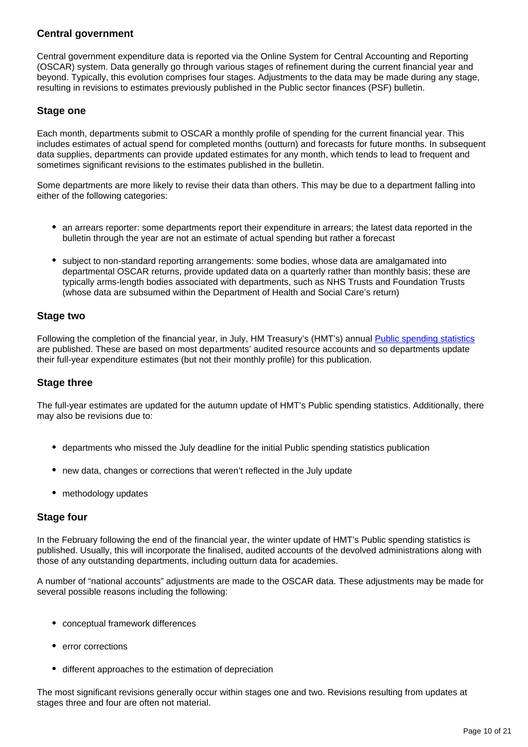### Central government

Central government expenditure data is reported via the Online System for Central Accounting and Reporting (OSCAR) system. Data generally go through various stages of refinement during the current financial year and beyond. Typically, this evolution comprises four stages. Adjustments to the data may be made during any stage, resulting in revisions to estimates previously published in the Public sector finances (PSF) bulletin.

### Stage one

Each month, departments submit to OSCAR a monthly profile of spending for the current financial year. This includes estimates of actual spend for completed months (outturn) and forecasts for future months. In subsequent data supplies, departments can provide updated estimates for any month, which tends to lead to frequent and sometimes significant revisions to the estimates published in the bulletin.

Some departments are more likely to revise their data than others. This may be due to a department falling into either of the following categories:

- an arrears reporter: some departments report their expenditure in arrears; the latest data reported in the bulletin through the year are not an estimate of actual spending but rather a forecast
- subject to non-standard reporting arrangements: some bodies, whose data are amalgamated into departmental OSCAR returns, provide updated data on a quarterly rather than monthly basis; these are typically arms-length bodies associated with departments, such as NHS Trusts and Foundation Trusts (whose data are subsumed within the Department of Health and Social Care's return)

### Stage two

Following the completion of the financial year, in July, HM Treasury's (HMT's) annual [Public spending statistics](#) are published. These are based on most departments' audited resource accounts and so departments update their full-year expenditure estimates (but not their monthly profile) for this publication.

### Stage three

The full-year estimates are updated for the autumn update of HMT's Public spending statistics. Additionally, there may also be revisions due to:

- departments who missed the July deadline for the initial Public spending statistics publication
- new data, changes or corrections that weren't reflected in the July update
- methodology updates

### Stage four

In the February following the end of the financial year, the winter update of HMT's Public spending statistics is published. Usually, this will incorporate the finalised, audited accounts of the devolved administrations along with those of any outstanding departments, including outturn data for academies.

A number of "national accounts" adjustments are made to the OSCAR data. These adjustments may be made for several possible reasons including the following:

- conceptual framework differences
- error corrections
- different approaches to the estimation of depreciation

The most significant revisions generally occur within stages one and two. Revisions resulting from updates at stages three and four are often not material.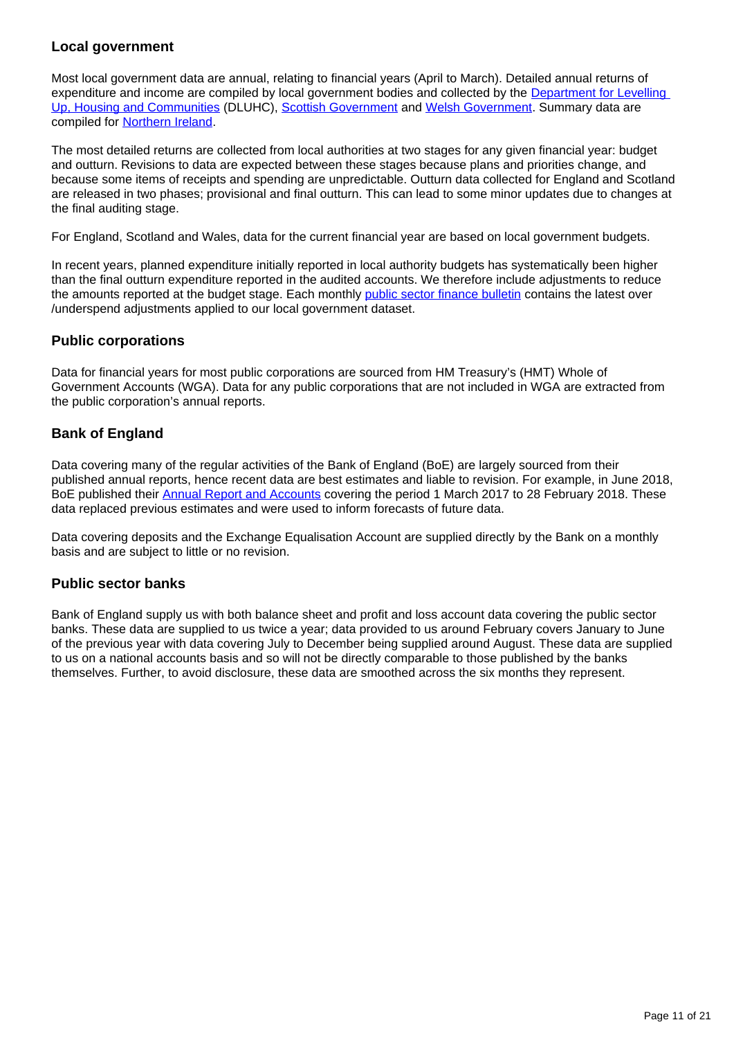### Local government

Most local government data are annual, relating to financial years (April to March). Detailed annual returns of expenditure and income are compiled by local government bodies and collected by the Department for Levelling Up, Housing and Communities (DLUHC), Scottish Government and Welsh Government. Summary data are compiled for Northern Ireland.

The most detailed returns are collected from local authorities at two stages for any given financial year: budget and outturn. Revisions to data are expected between these stages because plans and priorities change, and because some items of receipts and spending are unpredictable. Outturn data collected for England and Scotland are released in two phases; provisional and final outturn. This can lead to some minor updates due to changes at the final auditing stage.

For England, Scotland and Wales, data for the current financial year are based on local government budgets.

In recent years, planned expenditure initially reported in local authority budgets has systematically been higher than the final outturn expenditure reported in the audited accounts. We therefore include adjustments to reduce the amounts reported at the budget stage. Each monthly public sector finance bulletin contains the latest over /underspend adjustments applied to our local government dataset.

### Public corporations

Data for financial years for most public corporations are sourced from HM Treasury's (HMT) Whole of Government Accounts (WGA). Data for any public corporations that are not included in WGA are extracted from the public corporation's annual reports.

### Bank of England

Data covering many of the regular activities of the Bank of England (BoE) are largely sourced from their published annual reports, hence recent data are best estimates and liable to revision. For example, in June 2018, BoE published their Annual Report and Accounts covering the period 1 March 2017 to 28 February 2018. These data replaced previous estimates and were used to inform forecasts of future data.

Data covering deposits and the Exchange Equalisation Account are supplied directly by the Bank on a monthly basis and are subject to little or no revision.

### Public sector banks

Bank of England supply us with both balance sheet and profit and loss account data covering the public sector banks. These data are supplied to us twice a year; data provided to us around February covers January to June of the previous year with data covering July to December being supplied around August. These data are supplied to us on a national accounts basis and so will not be directly comparable to those published by the banks themselves. Further, to avoid disclosure, these data are smoothed across the six months they represent.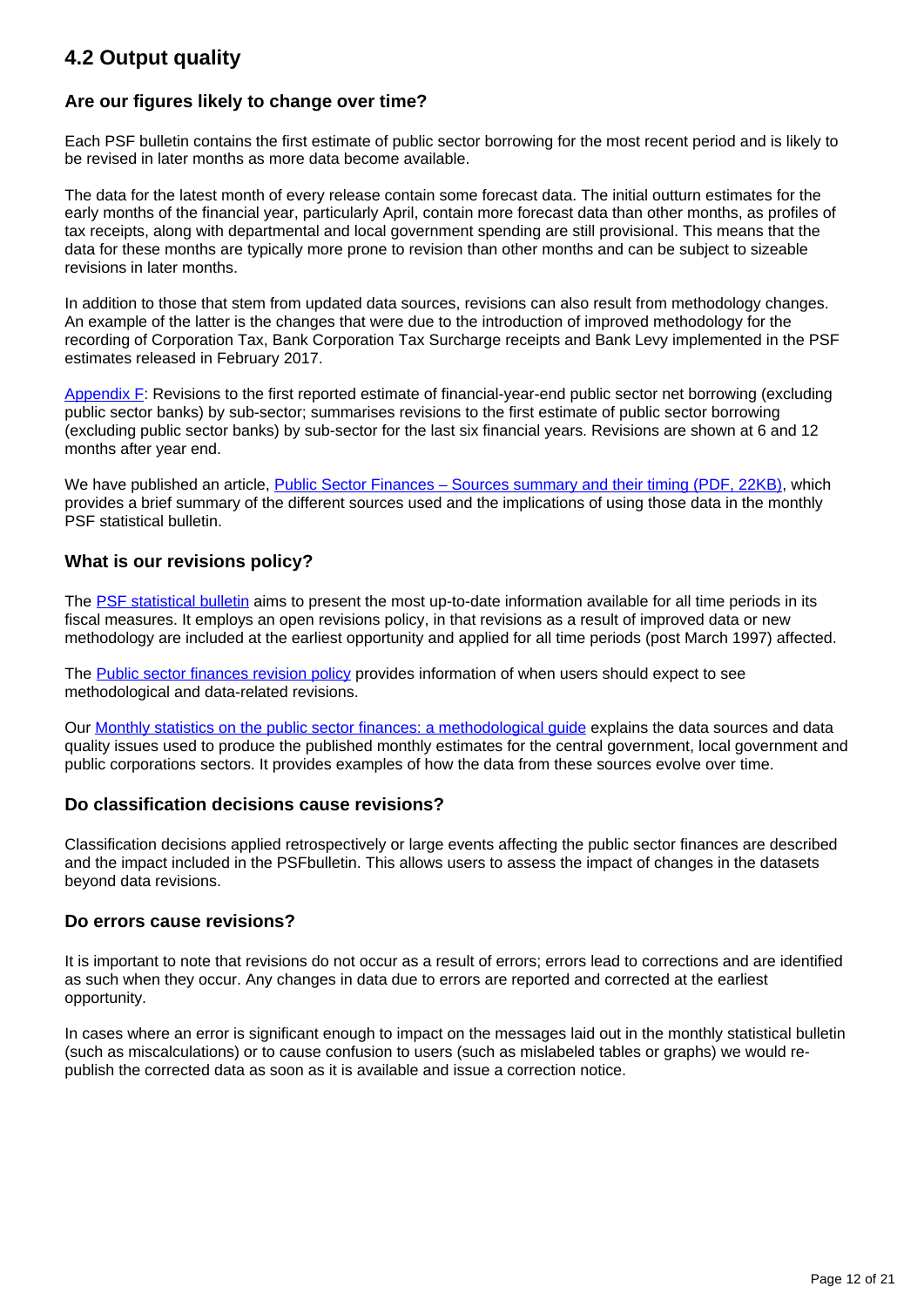## 4.2 Output quality

### Are our figures likely to change over time?

Each PSF bulletin contains the first estimate of public sector borrowing for the most recent period and is likely to be revised in later months as more data become available.

The data for the latest month of every release contain some forecast data. The initial outturn estimates for the early months of the financial year, particularly April, contain more forecast data than other months, as profiles of tax receipts, along with departmental and local government spending are still provisional. This means that the data for these months are typically more prone to revision than other months and can be subject to sizeable revisions in later months.

In addition to those that stem from updated data sources, revisions can also result from methodology changes. An example of the latter is the changes that were due to the introduction of improved methodology for the recording of Corporation Tax, Bank Corporation Tax Surcharge receipts and Bank Levy implemented in the PSF estimates released in February 2017.

Appendix F: Revisions to the first reported estimate of financial-year-end public sector net borrowing (excluding public sector banks) by sub-sector; summarises revisions to the first estimate of public sector borrowing (excluding public sector banks) by sub-sector for the last six financial years. Revisions are shown at 6 and 12 months after year end.

We have published an article, Public Sector Finances – Sources summary and their timing (PDF, 22KB), which provides a brief summary of the different sources used and the implications of using those data in the monthly PSF statistical bulletin.

### What is our revisions policy?

The PSF statistical bulletin aims to present the most up-to-date information available for all time periods in its fiscal measures. It employs an open revisions policy, in that revisions as a result of improved data or new methodology are included at the earliest opportunity and applied for all time periods (post March 1997) affected.

The Public sector finances revision policy provides information of when users should expect to see methodological and data-related revisions.

Our Monthly statistics on the public sector finances: a methodological guide explains the data sources and data quality issues used to produce the published monthly estimates for the central government, local government and public corporations sectors. It provides examples of how the data from these sources evolve over time.

### Do classification decisions cause revisions?

Classification decisions applied retrospectively or large events affecting the public sector finances are described and the impact included in the PSFbulletin. This allows users to assess the impact of changes in the datasets beyond data revisions.

### Do errors cause revisions?

It is important to note that revisions do not occur as a result of errors; errors lead to corrections and are identified as such when they occur. Any changes in data due to errors are reported and corrected at the earliest opportunity.

In cases where an error is significant enough to impact on the messages laid out in the monthly statistical bulletin (such as miscalculations) or to cause confusion to users (such as mislabeled tables or graphs) we would re-publish the corrected data as soon as it is available and issue a correction notice.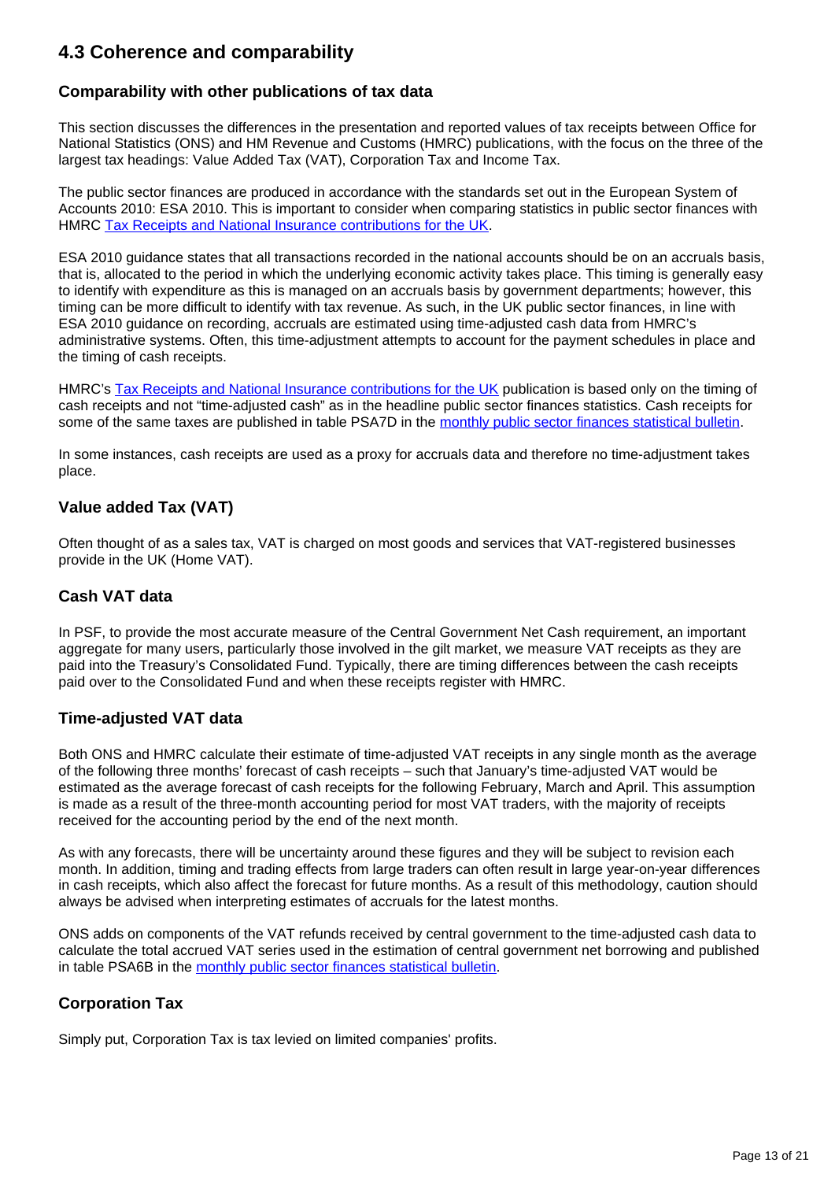## 4.3 Coherence and comparability

### Comparability with other publications of tax data

This section discusses the differences in the presentation and reported values of tax receipts between Office for National Statistics (ONS) and HM Revenue and Customs (HMRC) publications, with the focus on the three of the largest tax headings: Value Added Tax (VAT), Corporation Tax and Income Tax.

The public sector finances are produced in accordance with the standards set out in the European System of Accounts 2010: ESA 2010. This is important to consider when comparing statistics in public sector finances with HMRC [Tax Receipts and National Insurance contributions for the UK](#).

ESA 2010 guidance states that all transactions recorded in the national accounts should be on an accruals basis, that is, allocated to the period in which the underlying economic activity takes place. This timing is generally easy to identify with expenditure as this is managed on an accruals basis by government departments; however, this timing can be more difficult to identify with tax revenue. As such, in the UK public sector finances, in line with ESA 2010 guidance on recording, accruals are estimated using time-adjusted cash data from HMRC's administrative systems. Often, this time-adjustment attempts to account for the payment schedules in place and the timing of cash receipts.

HMRC's [Tax Receipts and National Insurance contributions for the UK](#) publication is based only on the timing of cash receipts and not "time-adjusted cash" as in the headline public sector finances statistics. Cash receipts for some of the same taxes are published in table PSA7D in the [monthly public sector finances statistical bulletin](#).

In some instances, cash receipts are used as a proxy for accruals data and therefore no time-adjustment takes place.

### Value added Tax (VAT)

Often thought of as a sales tax, VAT is charged on most goods and services that VAT-registered businesses provide in the UK (Home VAT).

### Cash VAT data

In PSF, to provide the most accurate measure of the Central Government Net Cash requirement, an important aggregate for many users, particularly those involved in the gilt market, we measure VAT receipts as they are paid into the Treasury's Consolidated Fund. Typically, there are timing differences between the cash receipts paid over to the Consolidated Fund and when these receipts register with HMRC.

### Time-adjusted VAT data

Both ONS and HMRC calculate their estimate of time-adjusted VAT receipts in any single month as the average of the following three months' forecast of cash receipts – such that January's time-adjusted VAT would be estimated as the average forecast of cash receipts for the following February, March and April. This assumption is made as a result of the three-month accounting period for most VAT traders, with the majority of receipts received for the accounting period by the end of the next month.

As with any forecasts, there will be uncertainty around these figures and they will be subject to revision each month. In addition, timing and trading effects from large traders can often result in large year-on-year differences in cash receipts, which also affect the forecast for future months. As a result of this methodology, caution should always be advised when interpreting estimates of accruals for the latest months.

ONS adds on components of the VAT refunds received by central government to the time-adjusted cash data to calculate the total accrued VAT series used in the estimation of central government net borrowing and published in table PSA6B in the [monthly public sector finances statistical bulletin](#).

### Corporation Tax

Simply put, Corporation Tax is tax levied on limited companies' profits.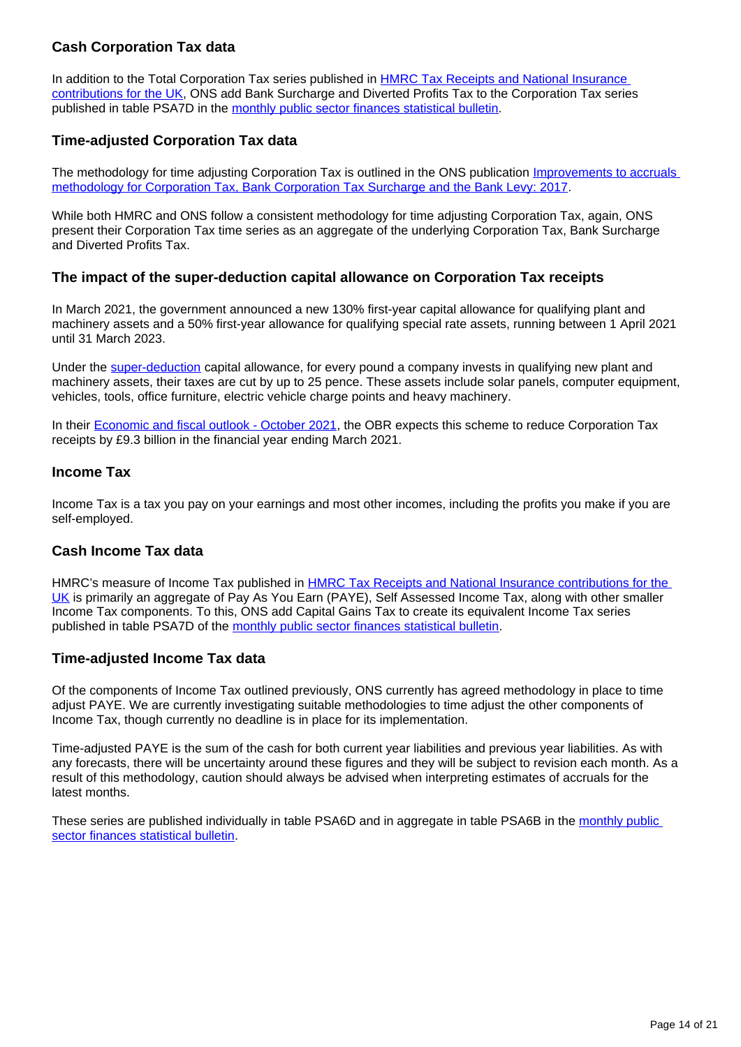### Cash Corporation Tax data

In addition to the Total Corporation Tax series published in [HMRC Tax Receipts and National Insurance contributions for the UK](), ONS add Bank Surcharge and Diverted Profits Tax to the Corporation Tax series published in table PSA7D in the [monthly public sector finances statistical bulletin]().

### Time-adjusted Corporation Tax data

The methodology for time adjusting Corporation Tax is outlined in the ONS publication [Improvements to accruals methodology for Corporation Tax, Bank Corporation Tax Surcharge and the Bank Levy: 2017]().

While both HMRC and ONS follow a consistent methodology for time adjusting Corporation Tax, again, ONS present their Corporation Tax time series as an aggregate of the underlying Corporation Tax, Bank Surcharge and Diverted Profits Tax.

### The impact of the super-deduction capital allowance on Corporation Tax receipts

In March 2021, the government announced a new 130% first-year capital allowance for qualifying plant and machinery assets and a 50% first-year allowance for qualifying special rate assets, running between 1 April 2021 until 31 March 2023.

Under the [super-deduction]() capital allowance, for every pound a company invests in qualifying new plant and machinery assets, their taxes are cut by up to 25 pence. These assets include solar panels, computer equipment, vehicles, tools, office furniture, electric vehicle charge points and heavy machinery.

In their [Economic and fiscal outlook - October 2021](), the OBR expects this scheme to reduce Corporation Tax receipts by £9.3 billion in the financial year ending March 2021.

### Income Tax

Income Tax is a tax you pay on your earnings and most other incomes, including the profits you make if you are self-employed.

### Cash Income Tax data

HMRC's measure of Income Tax published in [HMRC Tax Receipts and National Insurance contributions for the UK]() is primarily an aggregate of Pay As You Earn (PAYE), Self Assessed Income Tax, along with other smaller Income Tax components. To this, ONS add Capital Gains Tax to create its equivalent Income Tax series published in table PSA7D of the [monthly public sector finances statistical bulletin]().

### Time-adjusted Income Tax data

Of the components of Income Tax outlined previously, ONS currently has agreed methodology in place to time adjust PAYE. We are currently investigating suitable methodologies to time adjust the other components of Income Tax, though currently no deadline is in place for its implementation.

Time-adjusted PAYE is the sum of the cash for both current year liabilities and previous year liabilities. As with any forecasts, there will be uncertainty around these figures and they will be subject to revision each month. As a result of this methodology, caution should always be advised when interpreting estimates of accruals for the latest months.

These series are published individually in table PSA6D and in aggregate in table PSA6B in the [monthly public sector finances statistical bulletin]().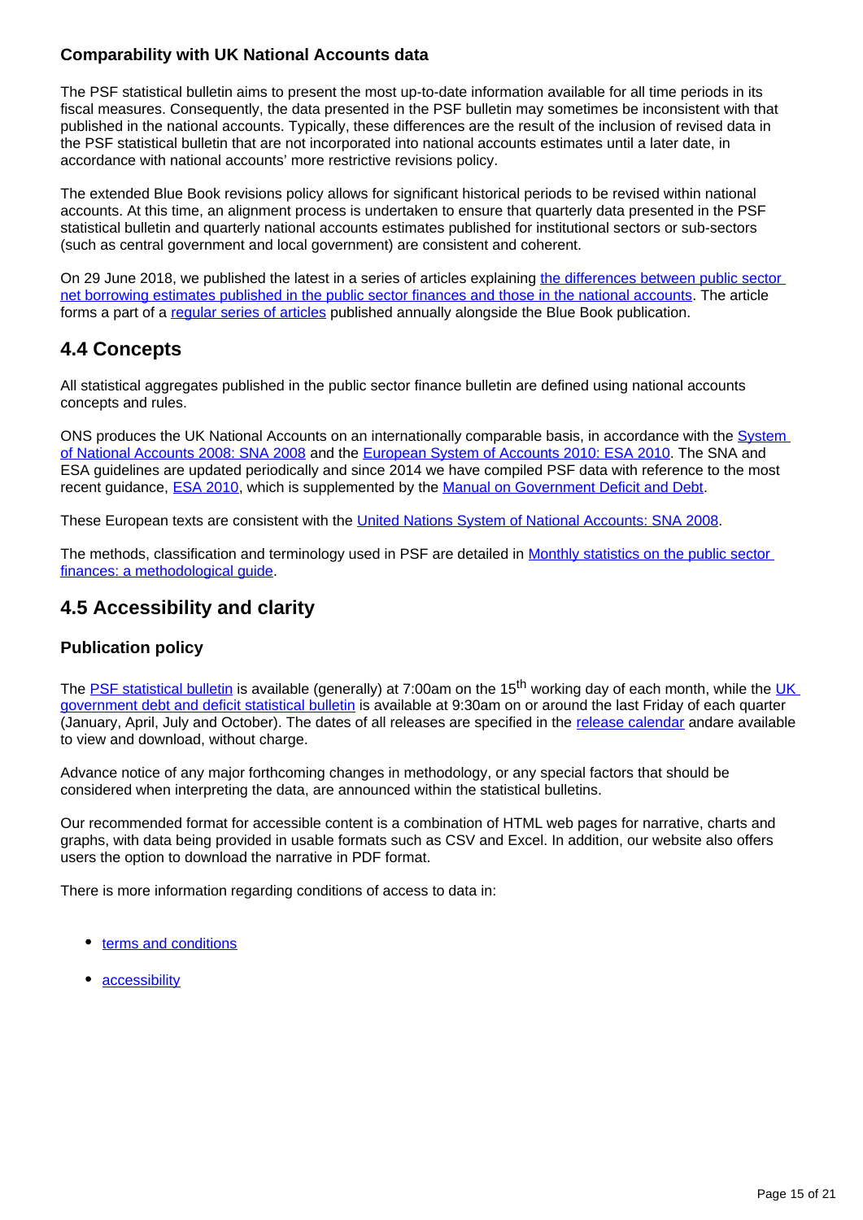### Comparability with UK National Accounts data

The PSF statistical bulletin aims to present the most up-to-date information available for all time periods in its fiscal measures. Consequently, the data presented in the PSF bulletin may sometimes be inconsistent with that published in the national accounts. Typically, these differences are the result of the inclusion of revised data in the PSF statistical bulletin that are not incorporated into national accounts estimates until a later date, in accordance with national accounts' more restrictive revisions policy.

The extended Blue Book revisions policy allows for significant historical periods to be revised within national accounts. At this time, an alignment process is undertaken to ensure that quarterly data presented in the PSF statistical bulletin and quarterly national accounts estimates published for institutional sectors or sub-sectors (such as central government and local government) are consistent and coherent.

On 29 June 2018, we published the latest in a series of articles explaining the differences between public sector net borrowing estimates published in the public sector finances and those in the national accounts. The article forms a part of a regular series of articles published annually alongside the Blue Book publication.

## 4.4 Concepts

All statistical aggregates published in the public sector finance bulletin are defined using national accounts concepts and rules.

ONS produces the UK National Accounts on an internationally comparable basis, in accordance with the System of National Accounts 2008: SNA 2008 and the European System of Accounts 2010: ESA 2010. The SNA and ESA guidelines are updated periodically and since 2014 we have compiled PSF data with reference to the most recent guidance, ESA 2010, which is supplemented by the Manual on Government Deficit and Debt.

These European texts are consistent with the United Nations System of National Accounts: SNA 2008.

The methods, classification and terminology used in PSF are detailed in Monthly statistics on the public sector finances: a methodological guide.

## 4.5 Accessibility and clarity

### Publication policy

The PSF statistical bulletin is available (generally) at 7:00am on the 15th working day of each month, while the UK government debt and deficit statistical bulletin is available at 9:30am on or around the last Friday of each quarter (January, April, July and October). The dates of all releases are specified in the release calendar andare available to view and download, without charge.

Advance notice of any major forthcoming changes in methodology, or any special factors that should be considered when interpreting the data, are announced within the statistical bulletins.

Our recommended format for accessible content is a combination of HTML web pages for narrative, charts and graphs, with data being provided in usable formats such as CSV and Excel. In addition, our website also offers users the option to download the narrative in PDF format.

There is more information regarding conditions of access to data in:

- terms and conditions
- accessibility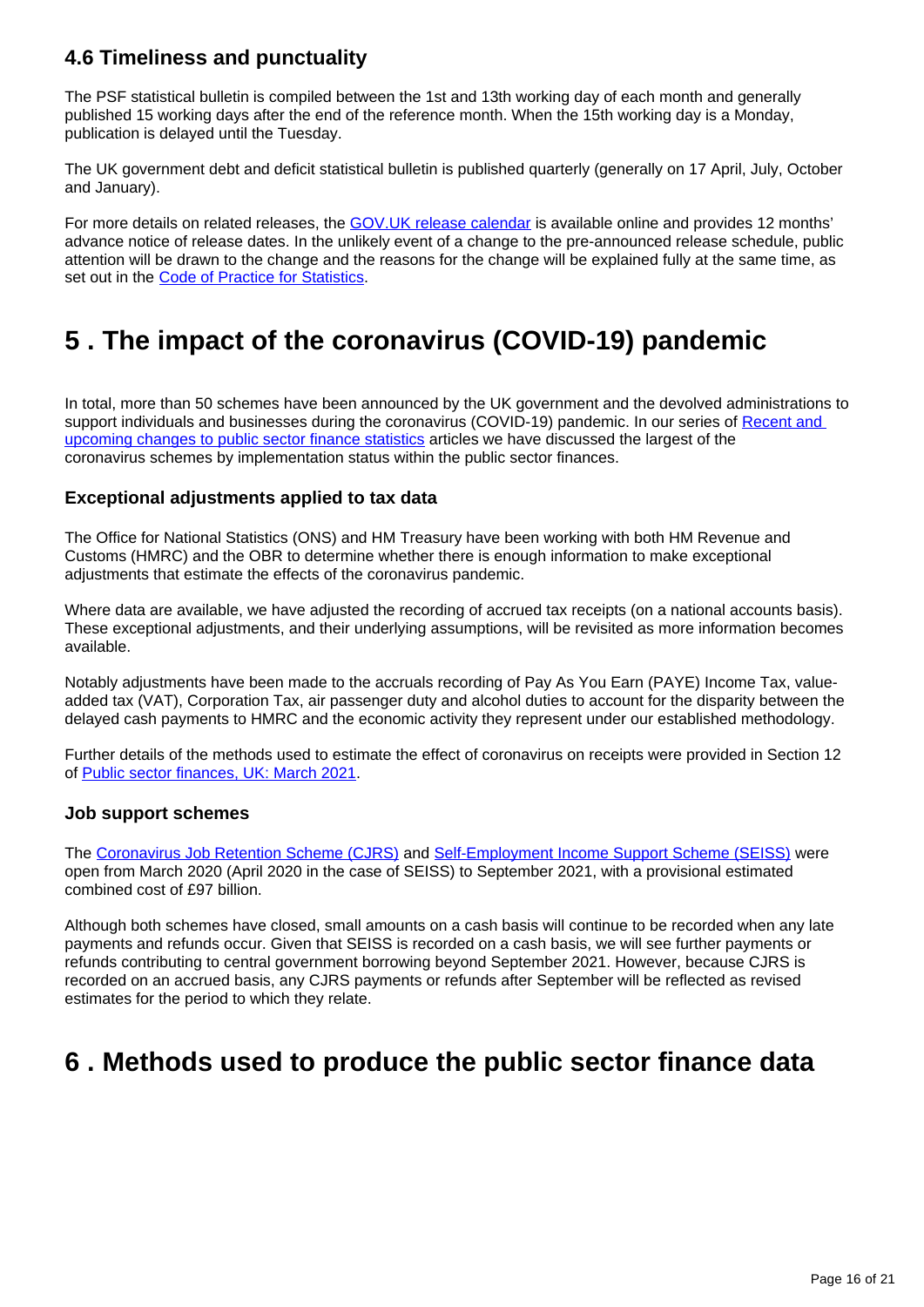### 4.6 Timeliness and punctuality

The PSF statistical bulletin is compiled between the 1st and 13th working day of each month and generally published 15 working days after the end of the reference month. When the 15th working day is a Monday, publication is delayed until the Tuesday.

The UK government debt and deficit statistical bulletin is published quarterly (generally on 17 April, July, October and January).

For more details on related releases, the [GOV.UK release calendar](#) is available online and provides 12 months' advance notice of release dates. In the unlikely event of a change to the pre-announced release schedule, public attention will be drawn to the change and the reasons for the change will be explained fully at the same time, as set out in the [Code of Practice for Statistics](#).

## 5 . The impact of the coronavirus (COVID-19) pandemic

In total, more than 50 schemes have been announced by the UK government and the devolved administrations to support individuals and businesses during the coronavirus (COVID-19) pandemic. In our series of [Recent and upcoming changes to public sector finance statistics](#) articles we have discussed the largest of the coronavirus schemes by implementation status within the public sector finances.

### Exceptional adjustments applied to tax data

The Office for National Statistics (ONS) and HM Treasury have been working with both HM Revenue and Customs (HMRC) and the OBR to determine whether there is enough information to make exceptional adjustments that estimate the effects of the coronavirus pandemic.

Where data are available, we have adjusted the recording of accrued tax receipts (on a national accounts basis). These exceptional adjustments, and their underlying assumptions, will be revisited as more information becomes available.

Notably adjustments have been made to the accruals recording of Pay As You Earn (PAYE) Income Tax, value-added tax (VAT), Corporation Tax, air passenger duty and alcohol duties to account for the disparity between the delayed cash payments to HMRC and the economic activity they represent under our established methodology.

Further details of the methods used to estimate the effect of coronavirus on receipts were provided in Section 12 of [Public sector finances, UK: March 2021](#).

### Job support schemes

The [Coronavirus Job Retention Scheme (CJRS)](#) and [Self-Employment Income Support Scheme (SEISS)](#) were open from March 2020 (April 2020 in the case of SEISS) to September 2021, with a provisional estimated combined cost of £97 billion.

Although both schemes have closed, small amounts on a cash basis will continue to be recorded when any late payments and refunds occur. Given that SEISS is recorded on a cash basis, we will see further payments or refunds contributing to central government borrowing beyond September 2021. However, because CJRS is recorded on an accrued basis, any CJRS payments or refunds after September will be reflected as revised estimates for the period to which they relate.

## 6 . Methods used to produce the public sector finance data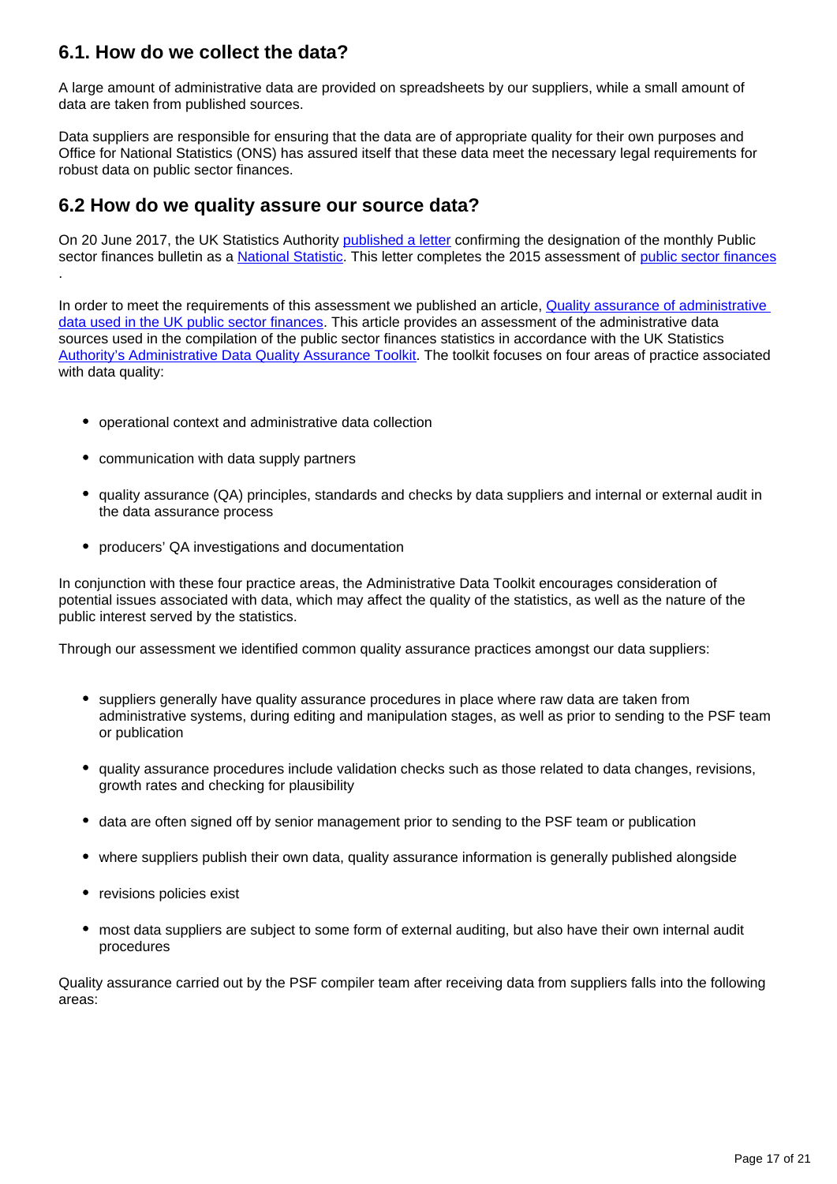## 6.1. How do we collect the data?

A large amount of administrative data are provided on spreadsheets by our suppliers, while a small amount of data are taken from published sources.

Data suppliers are responsible for ensuring that the data are of appropriate quality for their own purposes and Office for National Statistics (ONS) has assured itself that these data meet the necessary legal requirements for robust data on public sector finances.

## 6.2 How do we quality assure our source data?

On 20 June 2017, the UK Statistics Authority published a letter confirming the designation of the monthly Public sector finances bulletin as a National Statistic. This letter completes the 2015 assessment of public sector finances .

In order to meet the requirements of this assessment we published an article, Quality assurance of administrative data used in the UK public sector finances. This article provides an assessment of the administrative data sources used in the compilation of the public sector finances statistics in accordance with the UK Statistics Authority's Administrative Data Quality Assurance Toolkit. The toolkit focuses on four areas of practice associated with data quality:

- operational context and administrative data collection
- communication with data supply partners
- quality assurance (QA) principles, standards and checks by data suppliers and internal or external audit in the data assurance process
- producers' QA investigations and documentation

In conjunction with these four practice areas, the Administrative Data Toolkit encourages consideration of potential issues associated with data, which may affect the quality of the statistics, as well as the nature of the public interest served by the statistics.

Through our assessment we identified common quality assurance practices amongst our data suppliers:

- suppliers generally have quality assurance procedures in place where raw data are taken from administrative systems, during editing and manipulation stages, as well as prior to sending to the PSF team or publication
- quality assurance procedures include validation checks such as those related to data changes, revisions, growth rates and checking for plausibility
- data are often signed off by senior management prior to sending to the PSF team or publication
- where suppliers publish their own data, quality assurance information is generally published alongside
- revisions policies exist
- most data suppliers are subject to some form of external auditing, but also have their own internal audit procedures

Quality assurance carried out by the PSF compiler team after receiving data from suppliers falls into the following areas: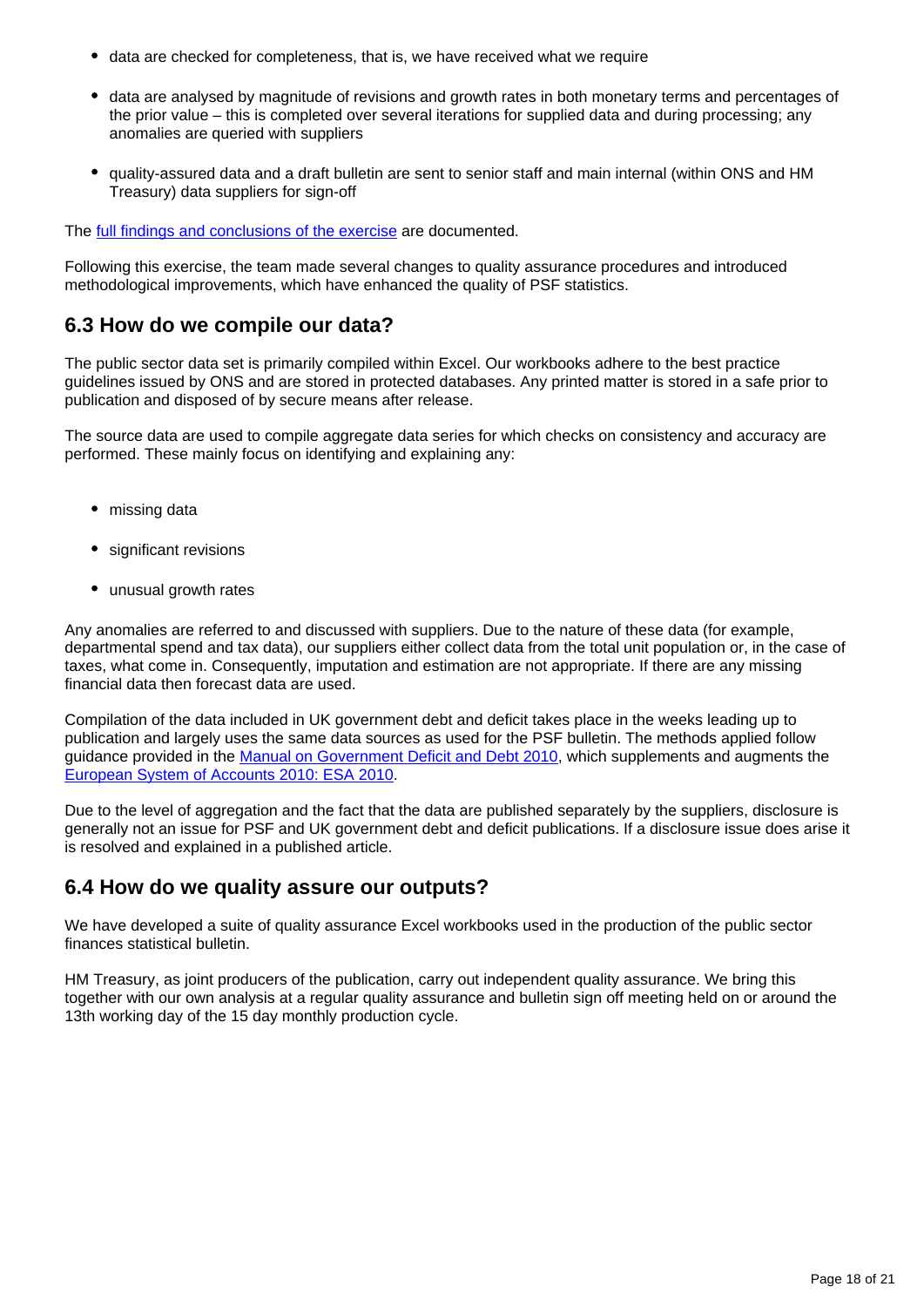- data are checked for completeness, that is, we have received what we require
- data are analysed by magnitude of revisions and growth rates in both monetary terms and percentages of the prior value – this is completed over several iterations for supplied data and during processing; any anomalies are queried with suppliers
- quality-assured data and a draft bulletin are sent to senior staff and main internal (within ONS and HM Treasury) data suppliers for sign-off

The full findings and conclusions of the exercise are documented.

Following this exercise, the team made several changes to quality assurance procedures and introduced methodological improvements, which have enhanced the quality of PSF statistics.

## 6.3 How do we compile our data?

The public sector data set is primarily compiled within Excel. Our workbooks adhere to the best practice guidelines issued by ONS and are stored in protected databases. Any printed matter is stored in a safe prior to publication and disposed of by secure means after release.

The source data are used to compile aggregate data series for which checks on consistency and accuracy are performed. These mainly focus on identifying and explaining any:

- missing data
- significant revisions
- unusual growth rates

Any anomalies are referred to and discussed with suppliers. Due to the nature of these data (for example, departmental spend and tax data), our suppliers either collect data from the total unit population or, in the case of taxes, what come in. Consequently, imputation and estimation are not appropriate. If there are any missing financial data then forecast data are used.

Compilation of the data included in UK government debt and deficit takes place in the weeks leading up to publication and largely uses the same data sources as used for the PSF bulletin. The methods applied follow guidance provided in the Manual on Government Deficit and Debt 2010, which supplements and augments the European System of Accounts 2010: ESA 2010.

Due to the level of aggregation and the fact that the data are published separately by the suppliers, disclosure is generally not an issue for PSF and UK government debt and deficit publications. If a disclosure issue does arise it is resolved and explained in a published article.

## 6.4 How do we quality assure our outputs?

We have developed a suite of quality assurance Excel workbooks used in the production of the public sector finances statistical bulletin.

HM Treasury, as joint producers of the publication, carry out independent quality assurance. We bring this together with our own analysis at a regular quality assurance and bulletin sign off meeting held on or around the 13th working day of the 15 day monthly production cycle.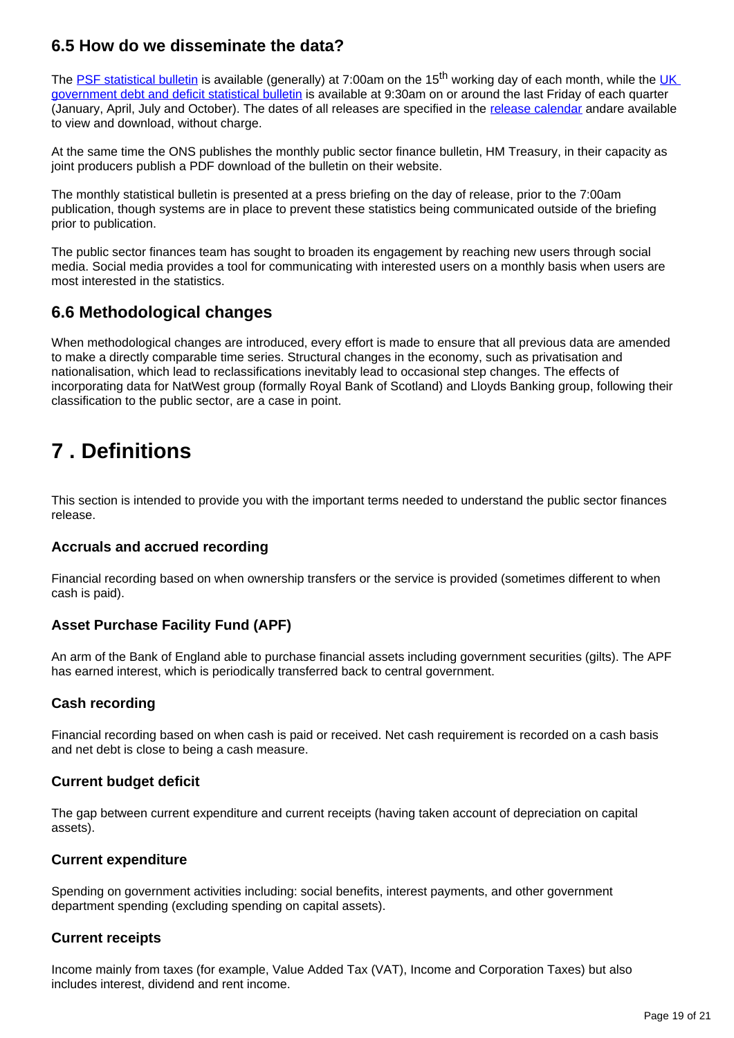### 6.5 How do we disseminate the data?

The [PSF statistical bulletin](#) is available (generally) at 7:00am on the 15th working day of each month, while the [UK government debt and deficit statistical bulletin](#) is available at 9:30am on or around the last Friday of each quarter (January, April, July and October). The dates of all releases are specified in the [release calendar](#) andare available to view and download, without charge.

At the same time the ONS publishes the monthly public sector finance bulletin, HM Treasury, in their capacity as joint producers publish a PDF download of the bulletin on their website.

The monthly statistical bulletin is presented at a press briefing on the day of release, prior to the 7:00am publication, though systems are in place to prevent these statistics being communicated outside of the briefing prior to publication.

The public sector finances team has sought to broaden its engagement by reaching new users through social media. Social media provides a tool for communicating with interested users on a monthly basis when users are most interested in the statistics.

### 6.6 Methodological changes

When methodological changes are introduced, every effort is made to ensure that all previous data are amended to make a directly comparable time series. Structural changes in the economy, such as privatisation and nationalisation, which lead to reclassifications inevitably lead to occasional step changes. The effects of incorporating data for NatWest group (formally Royal Bank of Scotland) and Lloyds Banking group, following their classification to the public sector, are a case in point.

## 7 . Definitions

This section is intended to provide you with the important terms needed to understand the public sector finances release.

#### Accruals and accrued recording

Financial recording based on when ownership transfers or the service is provided (sometimes different to when cash is paid).

#### Asset Purchase Facility Fund (APF)

An arm of the Bank of England able to purchase financial assets including government securities (gilts). The APF has earned interest, which is periodically transferred back to central government.

#### Cash recording

Financial recording based on when cash is paid or received. Net cash requirement is recorded on a cash basis and net debt is close to being a cash measure.

#### Current budget deficit

The gap between current expenditure and current receipts (having taken account of depreciation on capital assets).

#### Current expenditure

Spending on government activities including: social benefits, interest payments, and other government department spending (excluding spending on capital assets).

#### Current receipts

Income mainly from taxes (for example, Value Added Tax (VAT), Income and Corporation Taxes) but also includes interest, dividend and rent income.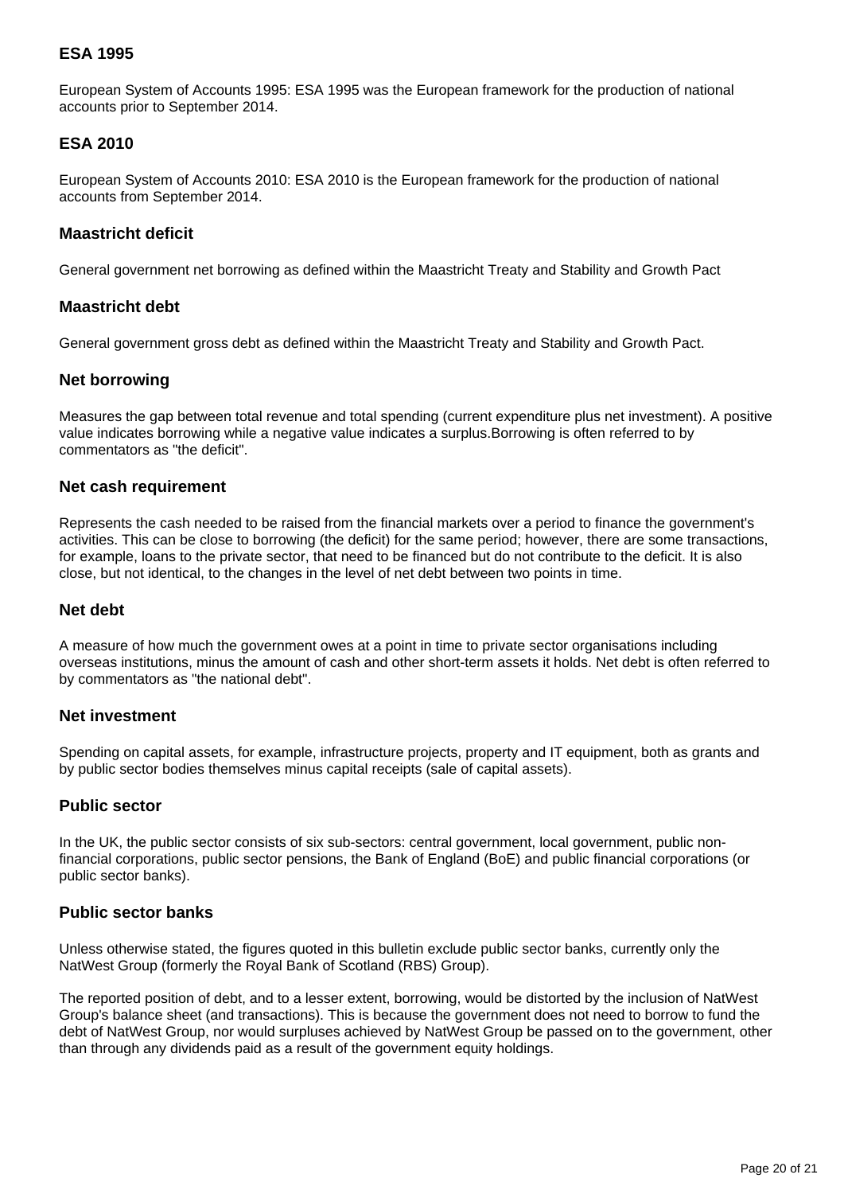### ESA 1995

European System of Accounts 1995: ESA 1995 was the European framework for the production of national accounts prior to September 2014.

### ESA 2010

European System of Accounts 2010: ESA 2010 is the European framework for the production of national accounts from September 2014.

### Maastricht deficit

General government net borrowing as defined within the Maastricht Treaty and Stability and Growth Pact

### Maastricht debt

General government gross debt as defined within the Maastricht Treaty and Stability and Growth Pact.

### Net borrowing

Measures the gap between total revenue and total spending (current expenditure plus net investment). A positive value indicates borrowing while a negative value indicates a surplus.Borrowing is often referred to by commentators as "the deficit".

### Net cash requirement

Represents the cash needed to be raised from the financial markets over a period to finance the government's activities. This can be close to borrowing (the deficit) for the same period; however, there are some transactions, for example, loans to the private sector, that need to be financed but do not contribute to the deficit. It is also close, but not identical, to the changes in the level of net debt between two points in time.

### Net debt

A measure of how much the government owes at a point in time to private sector organisations including overseas institutions, minus the amount of cash and other short-term assets it holds. Net debt is often referred to by commentators as "the national debt".

### Net investment

Spending on capital assets, for example, infrastructure projects, property and IT equipment, both as grants and by public sector bodies themselves minus capital receipts (sale of capital assets).

### Public sector

In the UK, the public sector consists of six sub-sectors: central government, local government, public non-financial corporations, public sector pensions, the Bank of England (BoE) and public financial corporations (or public sector banks).

### Public sector banks

Unless otherwise stated, the figures quoted in this bulletin exclude public sector banks, currently only the NatWest Group (formerly the Royal Bank of Scotland (RBS) Group).

The reported position of debt, and to a lesser extent, borrowing, would be distorted by the inclusion of NatWest Group's balance sheet (and transactions). This is because the government does not need to borrow to fund the debt of NatWest Group, nor would surpluses achieved by NatWest Group be passed on to the government, other than through any dividends paid as a result of the government equity holdings.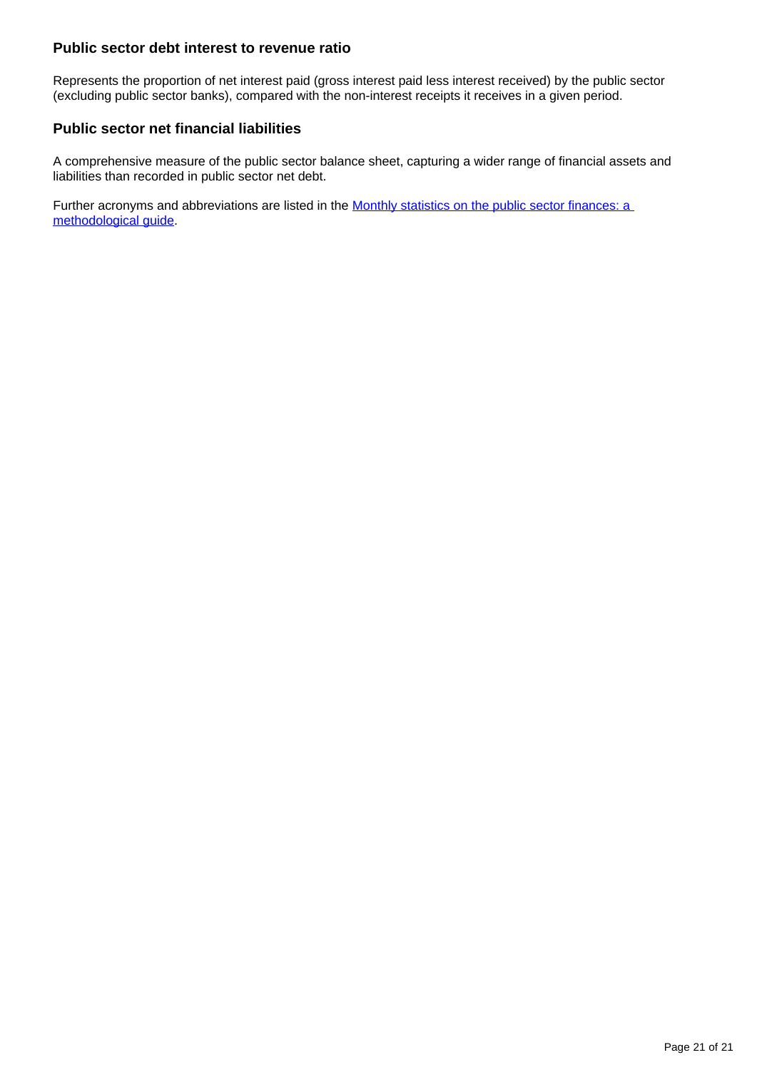### Public sector debt interest to revenue ratio

Represents the proportion of net interest paid (gross interest paid less interest received) by the public sector (excluding public sector banks), compared with the non-interest receipts it receives in a given period.

### Public sector net financial liabilities

A comprehensive measure of the public sector balance sheet, capturing a wider range of financial assets and liabilities than recorded in public sector net debt.

Further acronyms and abbreviations are listed in the Monthly statistics on the public sector finances: a methodological guide.